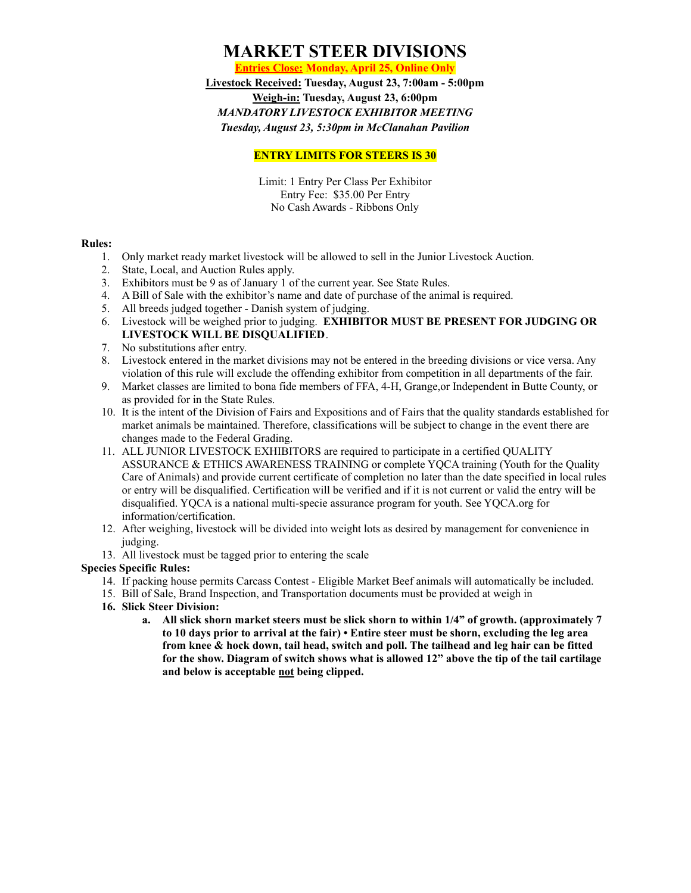# MARKET STEER DIVISIONS

**Entries Close: Monday, April 25, Online Only**

**Livestock Received: Tuesday, August 23, 7:00am - 5:00pm**

**Weigh-in: Tuesday, August 23, 6:00pm**

***MANDATORY LIVESTOCK EXHIBITOR MEETING***

***Tuesday, August 23, 5:30pm in McClanahan Pavilion***

**ENTRY LIMITS FOR STEERS IS 30**

Limit: 1 Entry Per Class Per Exhibitor
Entry Fee: $35.00 Per Entry
No Cash Awards - Ribbons Only

**Rules:**

1. Only market ready market livestock will be allowed to sell in the Junior Livestock Auction.
2. State, Local, and Auction Rules apply.
3. Exhibitors must be 9 as of January 1 of the current year. See State Rules.
4. A Bill of Sale with the exhibitor's name and date of purchase of the animal is required.
5. All breeds judged together - Danish system of judging.
6. Livestock will be weighed prior to judging. **EXHIBITOR MUST BE PRESENT FOR JUDGING OR LIVESTOCK WILL BE DISQUALIFIED**.
7. No substitutions after entry.
8. Livestock entered in the market divisions may not be entered in the breeding divisions or vice versa. Any violation of this rule will exclude the offending exhibitor from competition in all departments of the fair.
9. Market classes are limited to bona fide members of FFA, 4-H, Grange,or Independent in Butte County, or as provided for in the State Rules.
10. It is the intent of the Division of Fairs and Expositions and of Fairs that the quality standards established for market animals be maintained. Therefore, classifications will be subject to change in the event there are changes made to the Federal Grading.
11. ALL JUNIOR LIVESTOCK EXHIBITORS are required to participate in a certified QUALITY ASSURANCE & ETHICS AWARENESS TRAINING or complete YQCA training (Youth for the Quality Care of Animals) and provide current certificate of completion no later than the date specified in local rules or entry will be disqualified. Certification will be verified and if it is not current or valid the entry will be disqualified. YQCA is a national multi-specie assurance program for youth. See YQCA.org for information/certification.
12. After weighing, livestock will be divided into weight lots as desired by management for convenience in judging.
13. All livestock must be tagged prior to entering the scale

**Species Specific Rules:**

14. If packing house permits Carcass Contest - Eligible Market Beef animals will automatically be included.
15. Bill of Sale, Brand Inspection, and Transportation documents must be provided at weigh in
16. **Slick Steer Division:**
    a. **All slick shorn market steers must be slick shorn to within 1/4" of growth. (approximately 7 to 10 days prior to arrival at the fair) • Entire steer must be shorn, excluding the leg area from knee & hock down, tail head, switch and poll. The tailhead and leg hair can be fitted for the show. Diagram of switch shows what is allowed 12" above the tip of the tail cartilage and below is acceptable not being clipped.**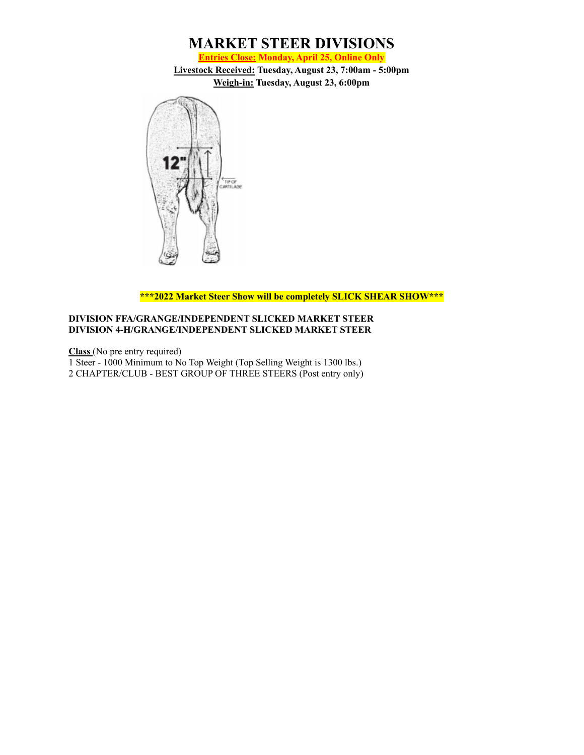# MARKET STEER DIVISIONS

**Entries Close: Monday, April 25, Online Only**

**Livestock Received: Tuesday, August 23, 7:00am - 5:00pm**

**Weigh-in: Tuesday, August 23, 6:00pm**

12"

TIP OF CARTILAGE

**\*\*\*2022 Market Steer Show will be completely SLICK SHEAR SHOW\*\*\***

**DIVISION FFA/GRANGE/INDEPENDENT SLICKED MARKET STEER**
**DIVISION 4-H/GRANGE/INDEPENDENT SLICKED MARKET STEER**

**Class** (No pre entry required)
1 Steer - 1000 Minimum to No Top Weight (Top Selling Weight is 1300 lbs.)
2 CHAPTER/CLUB - BEST GROUP OF THREE STEERS (Post entry only)